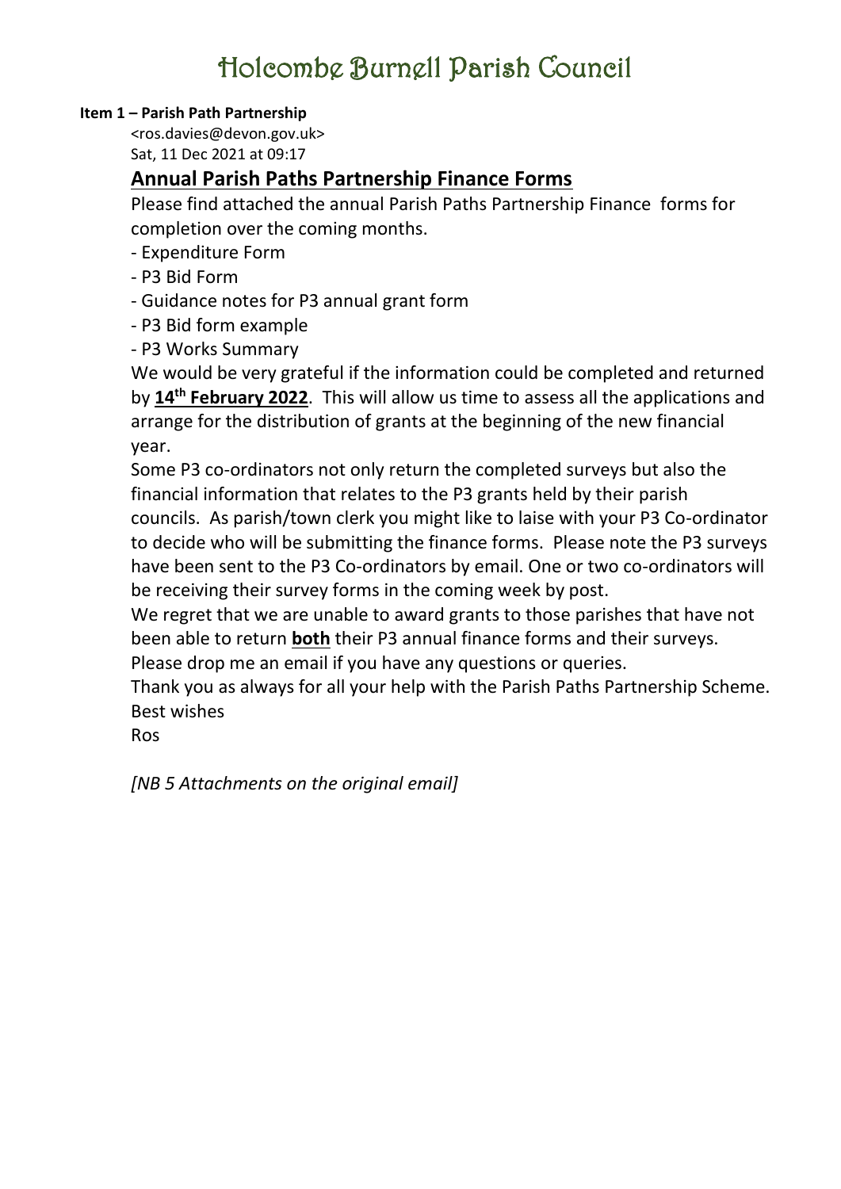# Holcombe Burnell Parish Council

**Item 1 – Parish Path Partnership**

<ros.davies@devon.gov.uk>
Sat, 11 Dec 2021 at 09:17

## Annual Parish Paths Partnership Finance Forms

Please find attached the annual Parish Paths Partnership Finance forms for completion over the coming months.

- Expenditure Form
- P3 Bid Form
- Guidance notes for P3 annual grant form
- P3 Bid form example
- P3 Works Summary

We would be very grateful if the information could be completed and returned by **14th February 2022**. This will allow us time to assess all the applications and arrange for the distribution of grants at the beginning of the new financial year.

Some P3 co-ordinators not only return the completed surveys but also the financial information that relates to the P3 grants held by their parish councils. As parish/town clerk you might like to laise with your P3 Co-ordinator to decide who will be submitting the finance forms. Please note the P3 surveys have been sent to the P3 Co-ordinators by email. One or two co-ordinators will be receiving their survey forms in the coming week by post.

We regret that we are unable to award grants to those parishes that have not been able to return **both** their P3 annual finance forms and their surveys.

Please drop me an email if you have any questions or queries.

Thank you as always for all your help with the Parish Paths Partnership Scheme.

Best wishes

Ros

*[NB 5 Attachments on the original email]*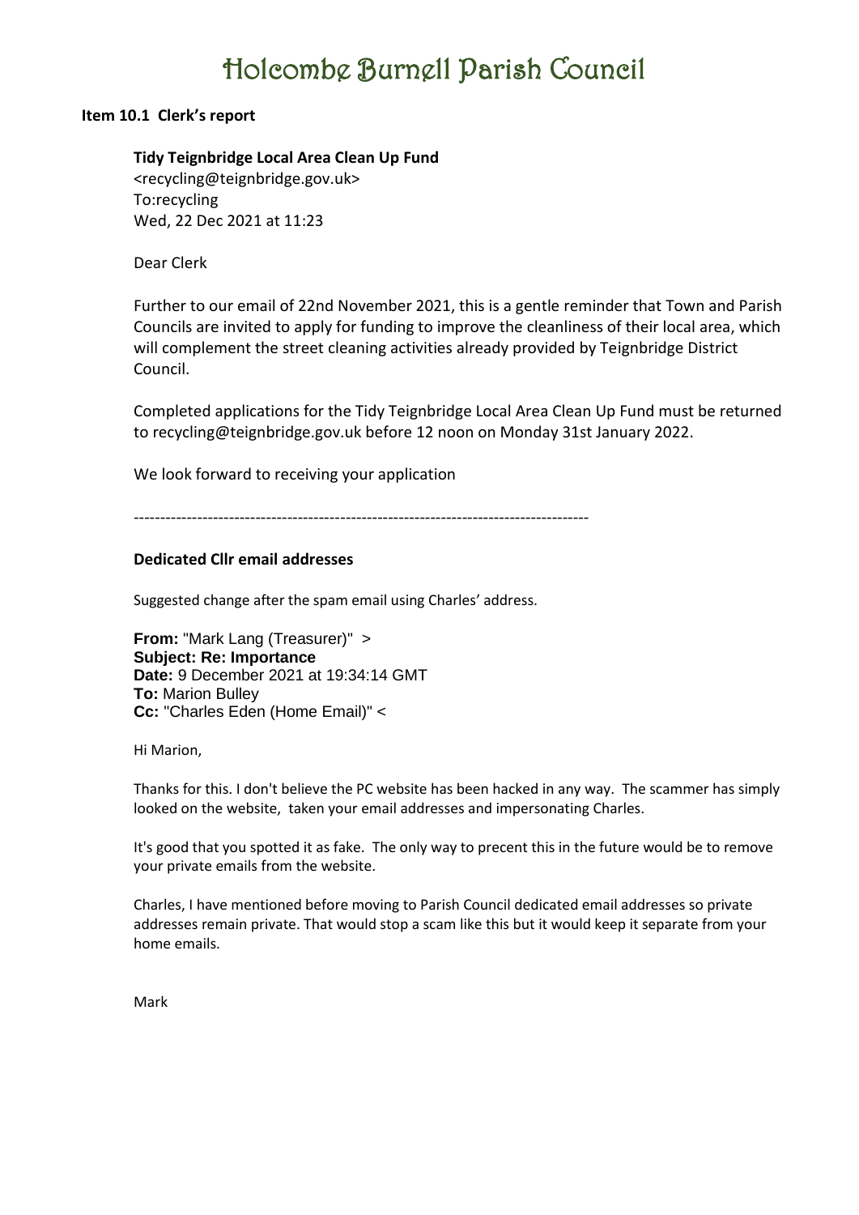# Holcombe Burnell Parish Council

**Item 10.1 Clerk's report**

**Tidy Teignbridge Local Area Clean Up Fund**
<recycling@teignbridge.gov.uk>
To:recycling
Wed, 22 Dec 2021 at 11:23

Dear Clerk

Further to our email of 22nd November 2021, this is a gentle reminder that Town and Parish Councils are invited to apply for funding to improve the cleanliness of their local area, which will complement the street cleaning activities already provided by Teignbridge District Council.

Completed applications for the Tidy Teignbridge Local Area Clean Up Fund must be returned to recycling@teignbridge.gov.uk before 12 noon on Monday 31st January 2022.

We look forward to receiving your application

---

**Dedicated Cllr email addresses**

Suggested change after the spam email using Charles' address.

**From:** "Mark Lang (Treasurer)" >
**Subject: Re: Importance**
**Date:** 9 December 2021 at 19:34:14 GMT
**To:** Marion Bulley
**Cc:** "Charles Eden (Home Email)" <

Hi Marion,

Thanks for this. I don't believe the PC website has been hacked in any way. The scammer has simply looked on the website, taken your email addresses and impersonating Charles.

It's good that you spotted it as fake. The only way to precent this in the future would be to remove your private emails from the website.

Charles, I have mentioned before moving to Parish Council dedicated email addresses so private addresses remain private. That would stop a scam like this but it would keep it separate from your home emails.

Mark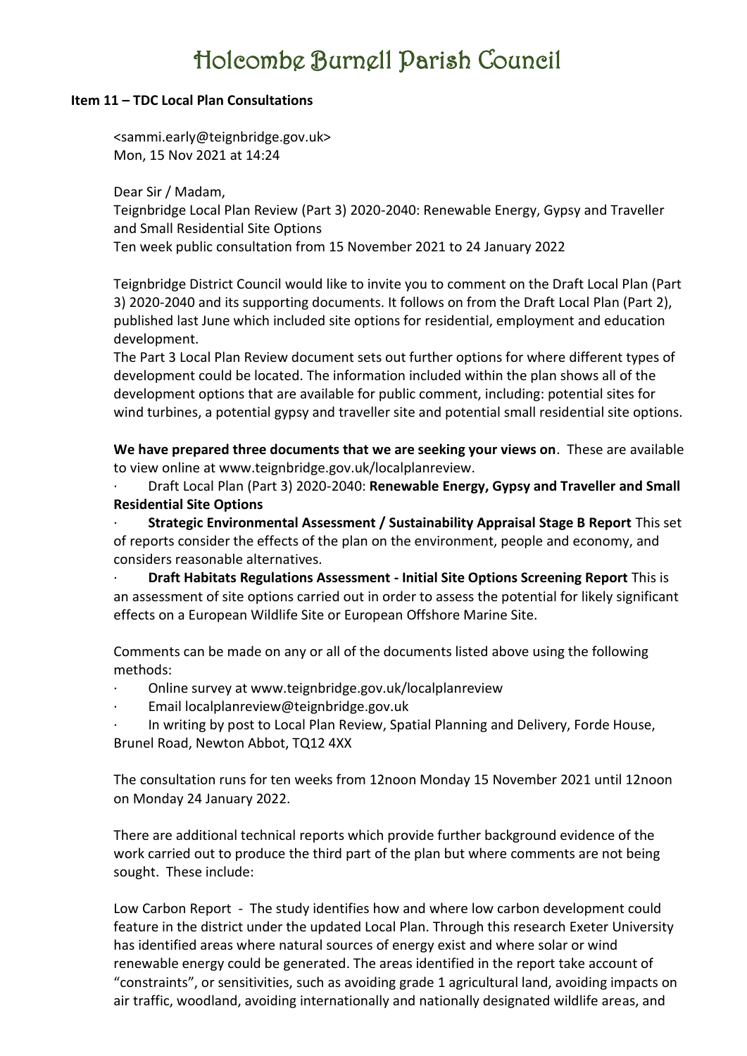// Holcombe Burnell Parish Council

**Item 11 – TDC Local Plan Consultations**

<sammi.early@teignbridge.gov.uk>
Mon, 15 Nov 2021 at 14:24

Dear Sir / Madam,

Teignbridge Local Plan Review (Part 3) 2020-2040: Renewable Energy, Gypsy and Traveller and Small Residential Site Options

Ten week public consultation from 15 November 2021 to 24 January 2022

Teignbridge District Council would like to invite you to comment on the Draft Local Plan (Part 3) 2020-2040 and its supporting documents. It follows on from the Draft Local Plan (Part 2), published last June which included site options for residential, employment and education development.

The Part 3 Local Plan Review document sets out further options for where different types of development could be located. The information included within the plan shows all of the development options that are available for public comment, including: potential sites for wind turbines, a potential gypsy and traveller site and potential small residential site options.

**We have prepared three documents that we are seeking your views on**. These are available to view online at www.teignbridge.gov.uk/localplanreview.

- Draft Local Plan (Part 3) 2020-2040: **Renewable Energy, Gypsy and Traveller and Small Residential Site Options**
- **Strategic Environmental Assessment / Sustainability Appraisal Stage B Report** This set of reports consider the effects of the plan on the environment, people and economy, and considers reasonable alternatives.
- **Draft Habitats Regulations Assessment - Initial Site Options Screening Report** This is an assessment of site options carried out in order to assess the potential for likely significant effects on a European Wildlife Site or European Offshore Marine Site.

Comments can be made on any or all of the documents listed above using the following methods:

- Online survey at www.teignbridge.gov.uk/localplanreview
- Email localplanreview@teignbridge.gov.uk
- In writing by post to Local Plan Review, Spatial Planning and Delivery, Forde House, Brunel Road, Newton Abbot, TQ12 4XX

The consultation runs for ten weeks from 12noon Monday 15 November 2021 until 12noon on Monday 24 January 2022.

There are additional technical reports which provide further background evidence of the work carried out to produce the third part of the plan but where comments are not being sought. These include:

Low Carbon Report - The study identifies how and where low carbon development could feature in the district under the updated Local Plan. Through this research Exeter University has identified areas where natural sources of energy exist and where solar or wind renewable energy could be generated. The areas identified in the report take account of "constraints", or sensitivities, such as avoiding grade 1 agricultural land, avoiding impacts on air traffic, woodland, avoiding internationally and nationally designated wildlife areas, and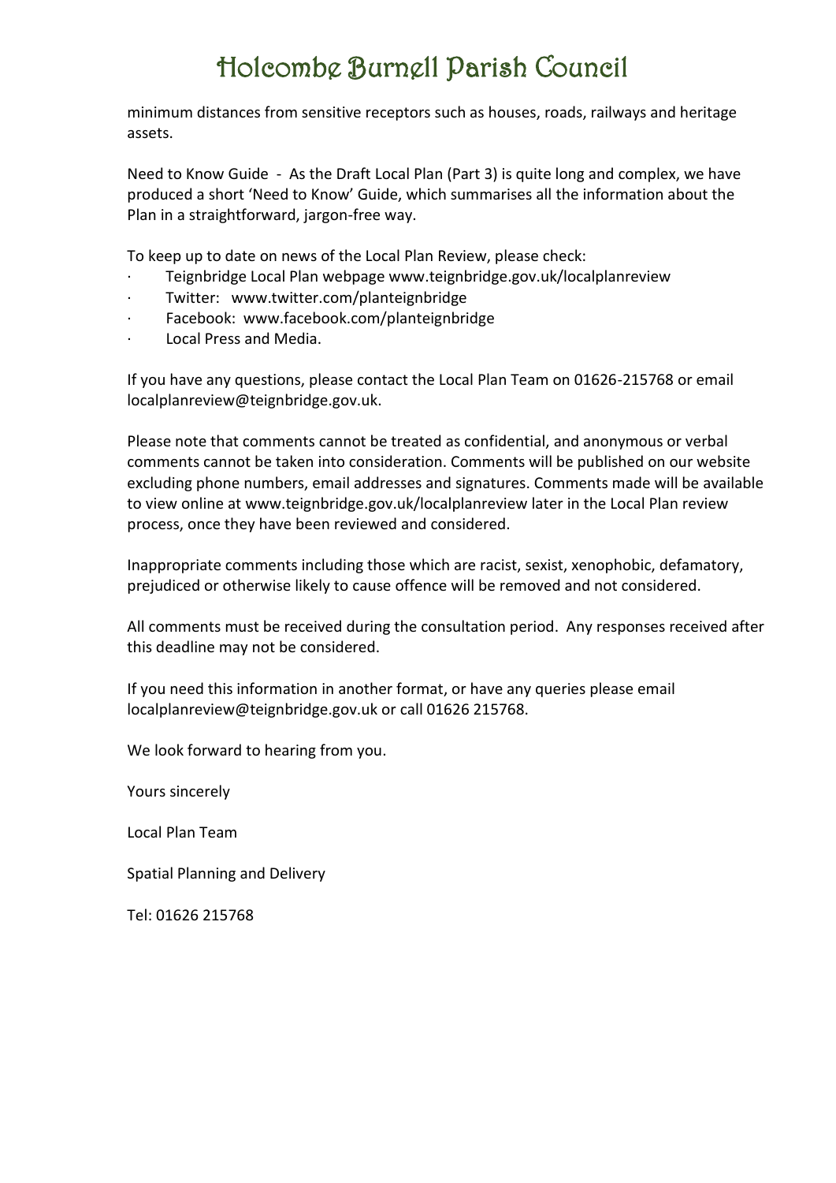minimum distances from sensitive receptors such as houses, roads, railways and heritage assets.

Need to Know Guide - As the Draft Local Plan (Part 3) is quite long and complex, we have produced a short 'Need to Know' Guide, which summarises all the information about the Plan in a straightforward, jargon-free way.

To keep up to date on news of the Local Plan Review, please check:

- Teignbridge Local Plan webpage www.teignbridge.gov.uk/localplanreview
- Twitter: www.twitter.com/planteignbridge
- Facebook: www.facebook.com/planteignbridge
- Local Press and Media.

If you have any questions, please contact the Local Plan Team on 01626-215768 or email localplanreview@teignbridge.gov.uk.

Please note that comments cannot be treated as confidential, and anonymous or verbal comments cannot be taken into consideration. Comments will be published on our website excluding phone numbers, email addresses and signatures. Comments made will be available to view online at www.teignbridge.gov.uk/localplanreview later in the Local Plan review process, once they have been reviewed and considered.

Inappropriate comments including those which are racist, sexist, xenophobic, defamatory, prejudiced or otherwise likely to cause offence will be removed and not considered.

All comments must be received during the consultation period. Any responses received after this deadline may not be considered.

If you need this information in another format, or have any queries please email localplanreview@teignbridge.gov.uk or call 01626 215768.

We look forward to hearing from you.

Yours sincerely

Local Plan Team

Spatial Planning and Delivery

Tel: 01626 215768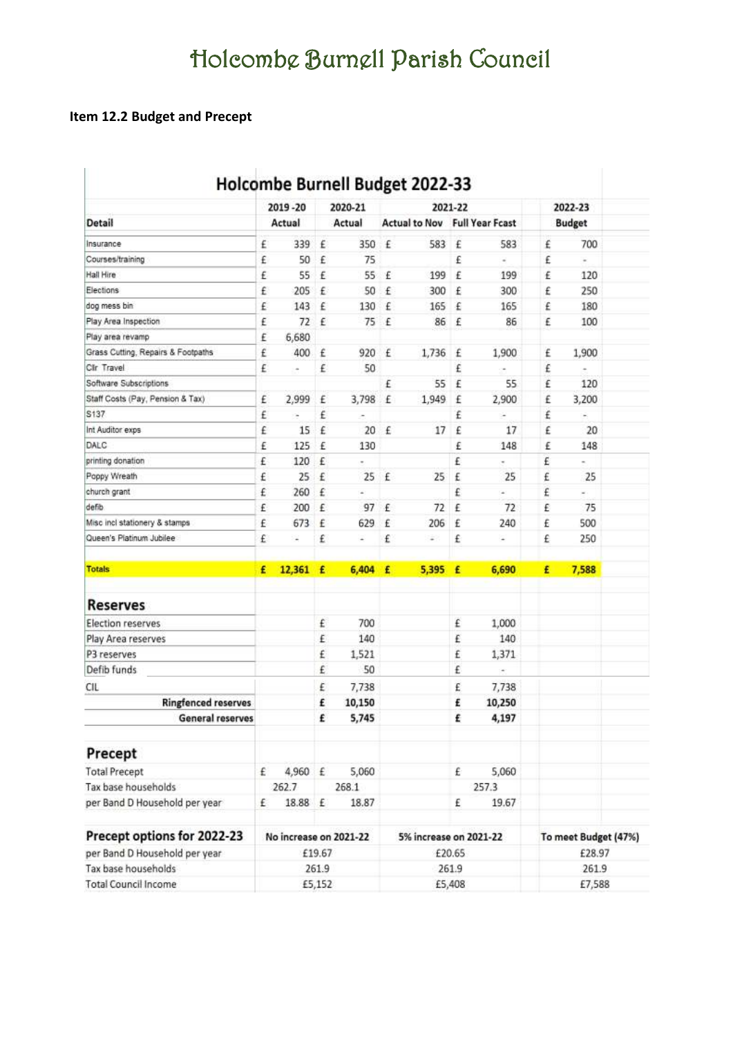# Holcombe Burnell Parish Council

**Item 12.2 Budget and Precept**

## Holcombe Burnell Budget 2022-33

| Detail | 2019 -20 Actual | 2020-21 Actual | 2021-22 Actual to Nov | 2021-22 Full Year Fcast | 2022-23 Budget |
|---|---|---|---|---|---|
| Insurance | £ 339 | £ 350 | £ 583 | £ 583 | £ 700 |
| Courses/training | £ 50 | £ 75 | | £ - | £ - |
| Hall Hire | £ 55 | £ 55 | £ 199 | £ 199 | £ 120 |
| Elections | £ 205 | £ 50 | £ 300 | £ 300 | £ 250 |
| dog mess bin | £ 143 | £ 130 | £ 165 | £ 165 | £ 180 |
| Play Area Inspection | £ 72 | £ 75 | £ 86 | £ 86 | £ 100 |
| Play area revamp | £ 6,680 | | | | |
| Grass Cutting, Repairs & Footpaths | £ 400 | £ 920 | £ 1,736 | £ 1,900 | £ 1,900 |
| Cllr Travel | £ - | £ 50 | | £ - | £ - |
| Software Subscriptions | | | £ 55 | £ 55 | £ 120 |
| Staff Costs (Pay, Pension & Tax) | £ 2,999 | £ 3,798 | £ 1,949 | £ 2,900 | £ 3,200 |
| S137 | £ - | £ - | | £ - | £ - |
| Int Auditor exps | £ 15 | £ 20 | £ 17 | £ 17 | £ 20 |
| DALC | £ 125 | £ 130 | | £ 148 | £ 148 |
| printing donation | £ 120 | £ - | | £ - | £ - |
| Poppy Wreath | £ 25 | £ 25 | £ 25 | £ 25 | £ 25 |
| church grant | £ 260 | £ - | | £ - | £ - |
| defib | £ 200 | £ 97 | £ 72 | £ 72 | £ 75 |
| Misc incl stationery & stamps | £ 673 | £ 629 | £ 206 | £ 240 | £ 500 |
| Queen's Platinum Jubilee | £ - | £ - | £ - | £ - | £ 250 |
| **Totals** | **£ 12,361** | **£ 6,404** | **£ 5,395** | **£ 6,690** | **£ 7,588** |

### Reserves

| | 2020-21 | 2021-22 Full Year Fcast |
|---|---|---|
| Election reserves | £ 700 | £ 1,000 |
| Play Area reserves | £ 140 | £ 140 |
| P3 reserves | £ 1,521 | £ 1,371 |
| Defib funds | £ 50 | £ - |
| CIL | £ 7,738 | £ 7,738 |
| **Ringfenced reserves** | **£ 10,150** | **£ 10,250** |
| **General reserves** | **£ 5,745** | **£ 4,197** |

### Precept

| | 2019 -20 | 2020-21 | 2021-22 |
|---|---|---|---|
| Total Precept | £ 4,960 | £ 5,060 | £ 5,060 |
| Tax base households | 262.7 | 268.1 | 257.3 |
| per Band D Household per year | £ 18.88 | £ 18.87 | £ 19.67 |

### Precept options for 2022-23

| | No increase on 2021-22 | 5% increase on 2021-22 | To meet Budget (47%) |
|---|---|---|---|
| per Band D Household per year | £19.67 | £20.65 | £28.97 |
| Tax base households | 261.9 | 261.9 | 261.9 |
| Total Council Income | £5,152 | £5,408 | £7,588 |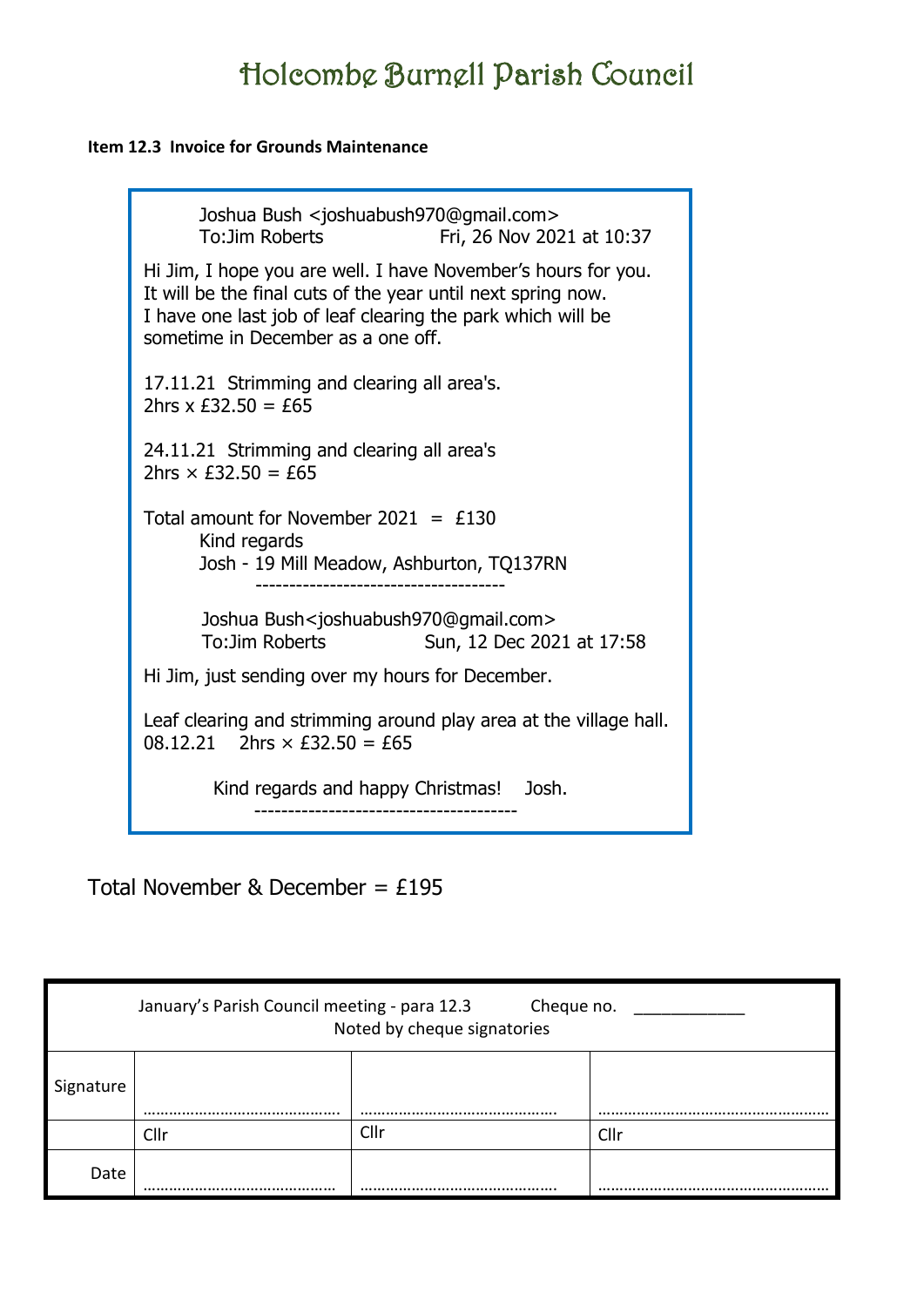# Holcombe Burnell Parish Council

**Item 12.3 Invoice for Grounds Maintenance**

Joshua Bush <joshuabush970@gmail.com>
To:Jim Roberts Fri, 26 Nov 2021 at 10:37

Hi Jim, I hope you are well. I have November's hours for you.
It will be the final cuts of the year until next spring now.
I have one last job of leaf clearing the park which will be sometime in December as a one off.

17.11.21 Strimming and clearing all area's.
2hrs x £32.50 = £65

24.11.21 Strimming and clearing all area's
2hrs × £32.50 = £65

Total amount for November 2021 = £130
Kind regards
Josh - 19 Mill Meadow, Ashburton, TQ137RN

------------------------------------

Joshua Bush<joshuabush970@gmail.com>
To:Jim Roberts Sun, 12 Dec 2021 at 17:58

Hi Jim, just sending over my hours for December.

Leaf clearing and strimming around play area at the village hall.
08.12.21 2hrs × £32.50 = £65

Kind regards and happy Christmas! Josh.

--------------------------------------

Total November & December = £195

| January's Parish Council meeting - para 12.3 Cheque no. ____________ Noted by cheque signatories | | | |
|---|---|---|---|
| Signature | ……………………………………. | ……………………………………. | ……………………………………………. |
| | Cllr | Cllr | Cllr |
| Date | ……………………………………. | ……………………………………. | ……………………………………………. |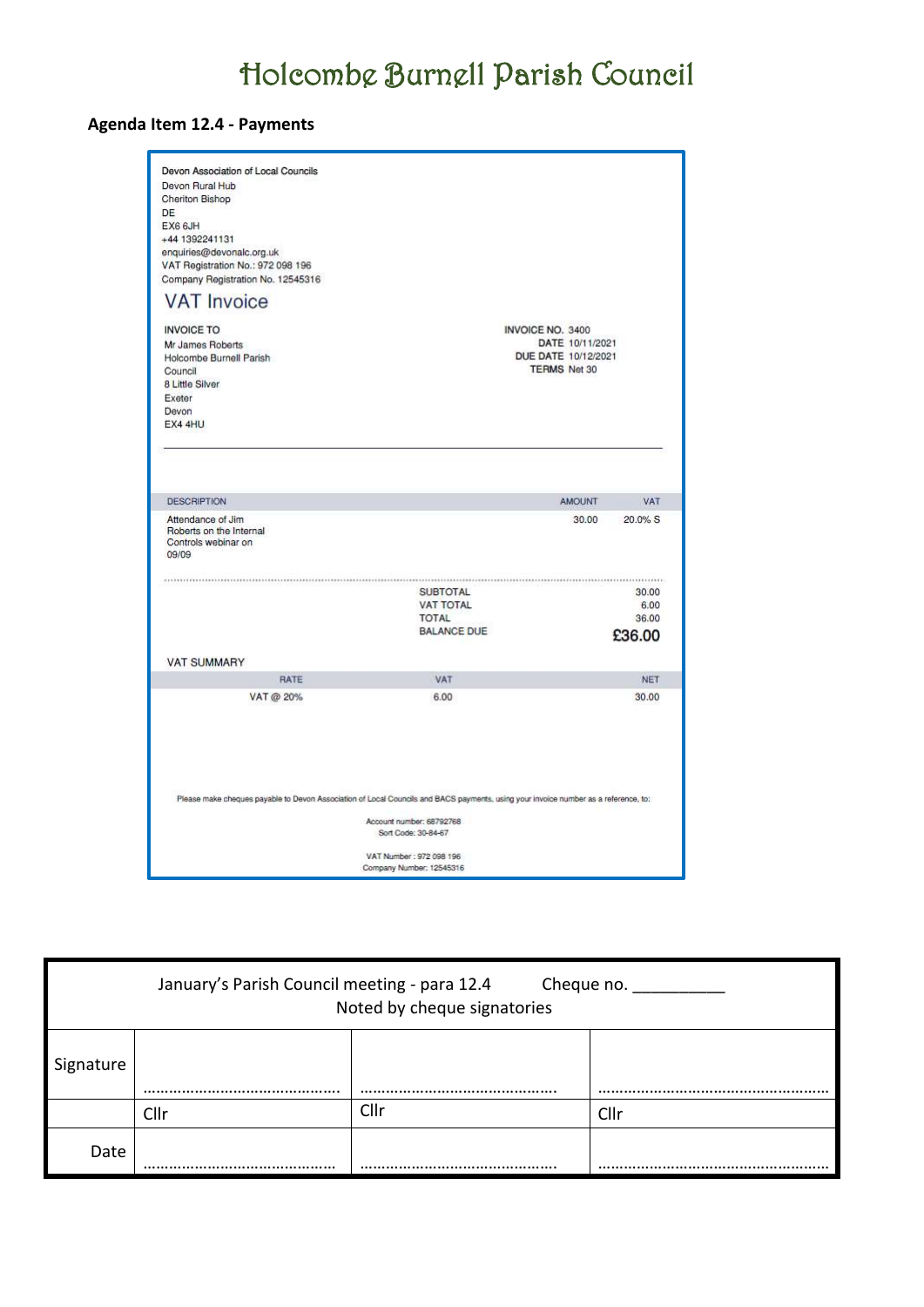# Holcombe Burnell Parish Council

**Agenda Item 12.4 - Payments**

Devon Association of Local Councils
Devon Rural Hub
Cheriton Bishop
DE
EX6 6JH
+44 1392241131
enquiries@devonalc.org.uk
VAT Registration No.: 972 098 196
Company Registration No. 12545316

## VAT Invoice

INVOICE TO
Mr James Roberts
Holcombe Burnell Parish Council
8 Little Silver
Exeter
Devon
EX4 4HU

INVOICE NO. 3400
DATE 10/11/2021
DUE DATE 10/12/2021
TERMS Net 30

| DESCRIPTION | AMOUNT | VAT |
|---|---|---|
| Attendance of Jim Roberts on the Internal Controls webinar on 09/09 | 30.00 | 20.0% S |

| | |
|---|---|
| SUBTOTAL | 30.00 |
| VAT TOTAL | 6.00 |
| TOTAL | 36.00 |
| BALANCE DUE | **£36.00** |

VAT SUMMARY

| RATE | VAT | NET |
|---|---|---|
| VAT @ 20% | 6.00 | 30.00 |

Please make cheques payable to Devon Association of Local Councils and BACS payments, using your invoice number as a reference, to:

Account number: 68792768
Sort Code: 30-84-67

VAT Number : 972 098 196
Company Number: 12545316

| January's Parish Council meeting - para 12.4 Cheque no. __________ Noted by cheque signatories | | | |
|---|---|---|---|
| Signature | ……………………………………… | ……………………………………… | ……………………………………… |
| | Cllr | Cllr | Cllr |
| Date | ……………………………………… | ……………………………………… | ……………………………………… |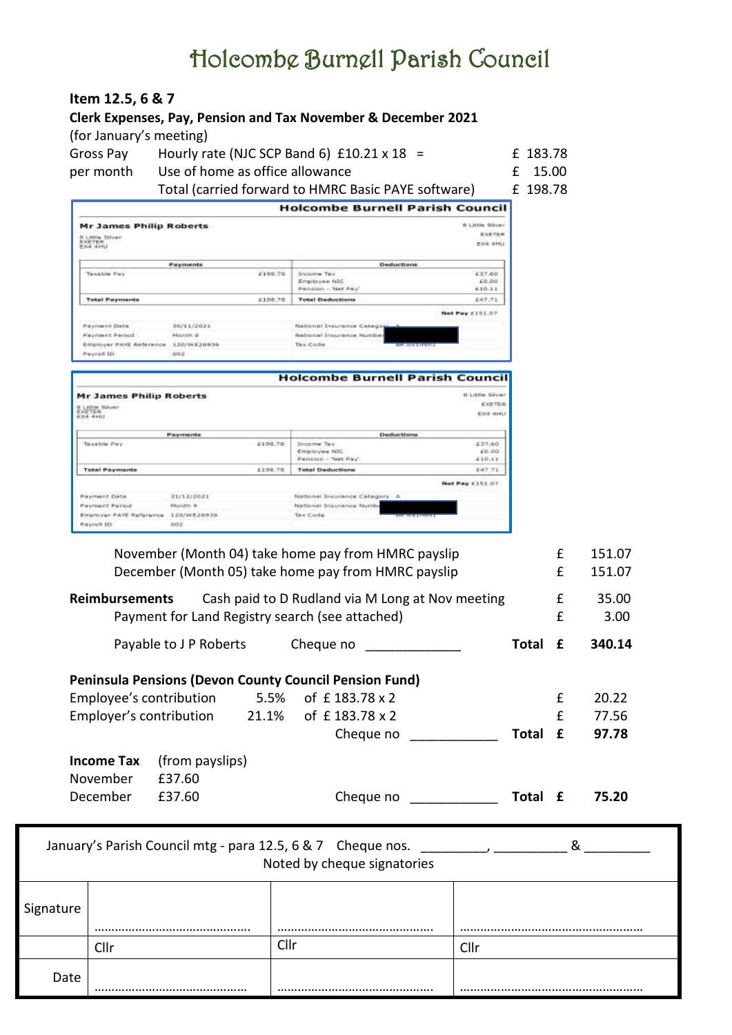# Holcombe Burnell Parish Council

**Item 12.5, 6 & 7**

**Clerk Expenses, Pay, Pension and Tax November & December 2021**

(for January's meeting)

| | | |
|---|---|---|
| Gross Pay | Hourly rate (NJC SCP Band 6) £10.21 x 18 = | £ 183.78 |
| per month | Use of home as office allowance | £ 15.00 |
| | Total (carried forward to HMRC Basic PAYE software) | £ 198.78 |

**Holcombe Burnell Parish Council**

**Mr James Philip Roberts**

8 Little Silver
EXETER
EX4 4HU

| Payments | | Deductions | |
|---|---|---|---|
| Taxable Pay | £198.78 | Income Tax | £37.60 |
| | | Employee NIC | £0.00 |
| | | Pension - 'Net Pay' | £10.11 |
| Total Payments | £198.78 | Total Deductions | £47.71 |

Net Pay £151.07

| | | | |
|---|---|---|---|
| Payment Date | 30/11/2021 | National Insurance Category | A |
| Payment Period | Month 8 | National Insurance Number | |
| Employer PAYE Reference | 120/WE26936 | Tax Code | |
| Payroll ID | 002 | | |

**Holcombe Burnell Parish Council**

**Mr James Philip Roberts**

8 Little Silver
EXETER
EX4 4HU

| Payments | | Deductions | |
|---|---|---|---|
| Taxable Pay | £198.78 | Income Tax | £37.60 |
| | | Employee NIC | £0.00 |
| | | Pension - 'Net Pay' | £10.11 |
| Total Payments | £198.78 | Total Deductions | £47.71 |

Net Pay £151.07

| | | | |
|---|---|---|---|
| Payment Date | 31/12/2021 | National Insurance Category | A |
| Payment Period | Month 9 | National Insurance Number | |
| Employer PAYE Reference | 120/WE26936 | Tax Code | |
| Payroll ID | 002 | | |

| | | | |
|---|---|---|---|
| November (Month 04) take home pay from HMRC payslip | | £ | 151.07 |
| December (Month 05) take home pay from HMRC payslip | | £ | 151.07 |
| **Reimbursements** Cash paid to D Rudland via M Long at Nov meeting | | £ | 35.00 |
| Payment for Land Registry search (see attached) | | £ | 3.00 |
| Payable to J P Roberts Cheque no ____________ | **Total** | **£** | **340.14** |

**Peninsula Pensions (Devon County Council Pension Fund)**

| | | | | |
|---|---|---|---|---|
| Employee's contribution | 5.5% | of £ 183.78 x 2 | £ | 20.22 |
| Employer's contribution | 21.1% | of £ 183.78 x 2 | £ | 77.56 |
| | | Cheque no ___________ **Total** | **£** | **97.78** |

**Income Tax** (from payslips)

| | | | | |
|---|---|---|---|---|
| November | £37.60 | | | |
| December | £37.60 | Cheque no ___________ **Total** | **£** | **75.20** |

January's Parish Council mtg - para 12.5, 6 & 7 Cheque nos. ________, _________ & ________
Noted by cheque signatories

| | | | |
|---|---|---|---|
| Signature | ……………………………………. | ……………………………………. | ……………………………………………. |
| | Cllr | Cllr | Cllr |
| Date | ……………………………………. | ……………………………………. | ……………………………………………. |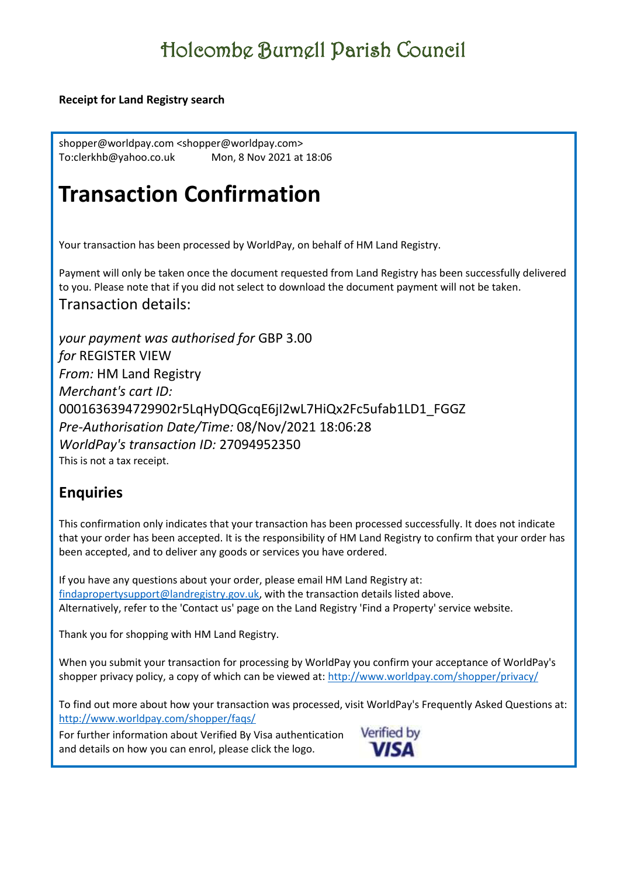# Holcombe Burnell Parish Council

**Receipt for Land Registry search**

shopper@worldpay.com <shopper@worldpay.com>
To:clerkhb@yahoo.co.uk Mon, 8 Nov 2021 at 18:06

# Transaction Confirmation

Your transaction has been processed by WorldPay, on behalf of HM Land Registry.

Payment will only be taken once the document requested from Land Registry has been successfully delivered to you. Please note that if you did not select to download the document payment will not be taken.

Transaction details:

*your payment was authorised for* GBP 3.00
*for* REGISTER VIEW
*From:* HM Land Registry
*Merchant's cart ID:*
0001636394729902r5LqHyDQGcqE6jI2wL7HiQx2Fc5ufab1LD1_FGGZ
*Pre-Authorisation Date/Time:* 08/Nov/2021 18:06:28
*WorldPay's transaction ID:* 27094952350
This is not a tax receipt.

## Enquiries

This confirmation only indicates that your transaction has been processed successfully. It does not indicate that your order has been accepted. It is the responsibility of HM Land Registry to confirm that your order has been accepted, and to deliver any goods or services you have ordered.

If you have any questions about your order, please email HM Land Registry at: findapropertysupport@landregistry.gov.uk, with the transaction details listed above.
Alternatively, refer to the 'Contact us' page on the Land Registry 'Find a Property' service website.

Thank you for shopping with HM Land Registry.

When you submit your transaction for processing by WorldPay you confirm your acceptance of WorldPay's shopper privacy policy, a copy of which can be viewed at: http://www.worldpay.com/shopper/privacy/

To find out more about how your transaction was processed, visit WorldPay's Frequently Asked Questions at: http://www.worldpay.com/shopper/faqs/

For further information about Verified By Visa authentication and details on how you can enrol, please click the logo.

Verified by VISA